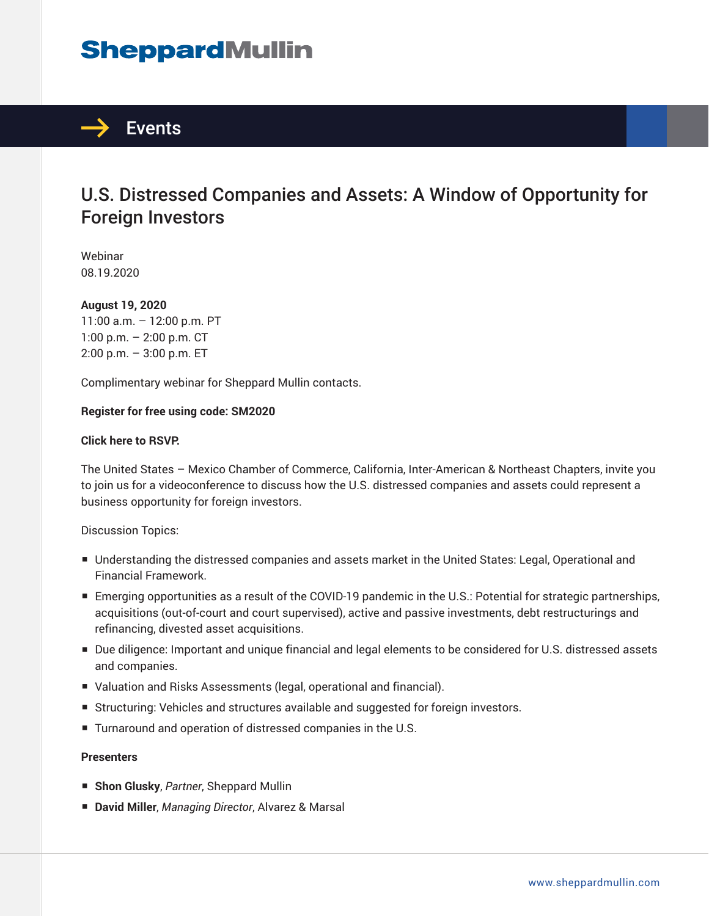SheppardMullin

# Events

## U.S. Distressed Companies and Assets: A Window of Opportunity for Foreign Investors

Webinar
08.19.2020

**August 19, 2020**
11:00 a.m. – 12:00 p.m. PT
1:00 p.m. – 2:00 p.m. CT
2:00 p.m. – 3:00 p.m. ET

Complimentary webinar for Sheppard Mullin contacts.

**Register for free using code: SM2020**

**Click here to RSVP.**

The United States – Mexico Chamber of Commerce, California, Inter-American & Northeast Chapters, invite you to join us for a videoconference to discuss how the U.S. distressed companies and assets could represent a business opportunity for foreign investors.

Discussion Topics:

- Understanding the distressed companies and assets market in the United States: Legal, Operational and Financial Framework.
- Emerging opportunities as a result of the COVID-19 pandemic in the U.S.: Potential for strategic partnerships, acquisitions (out-of-court and court supervised), active and passive investments, debt restructurings and refinancing, divested asset acquisitions.
- Due diligence: Important and unique financial and legal elements to be considered for U.S. distressed assets and companies.
- Valuation and Risks Assessments (legal, operational and financial).
- Structuring: Vehicles and structures available and suggested for foreign investors.
- Turnaround and operation of distressed companies in the U.S.

**Presenters**

- **Shon Glusky**, *Partner*, Sheppard Mullin
- **David Miller**, *Managing Director*, Alvarez & Marsal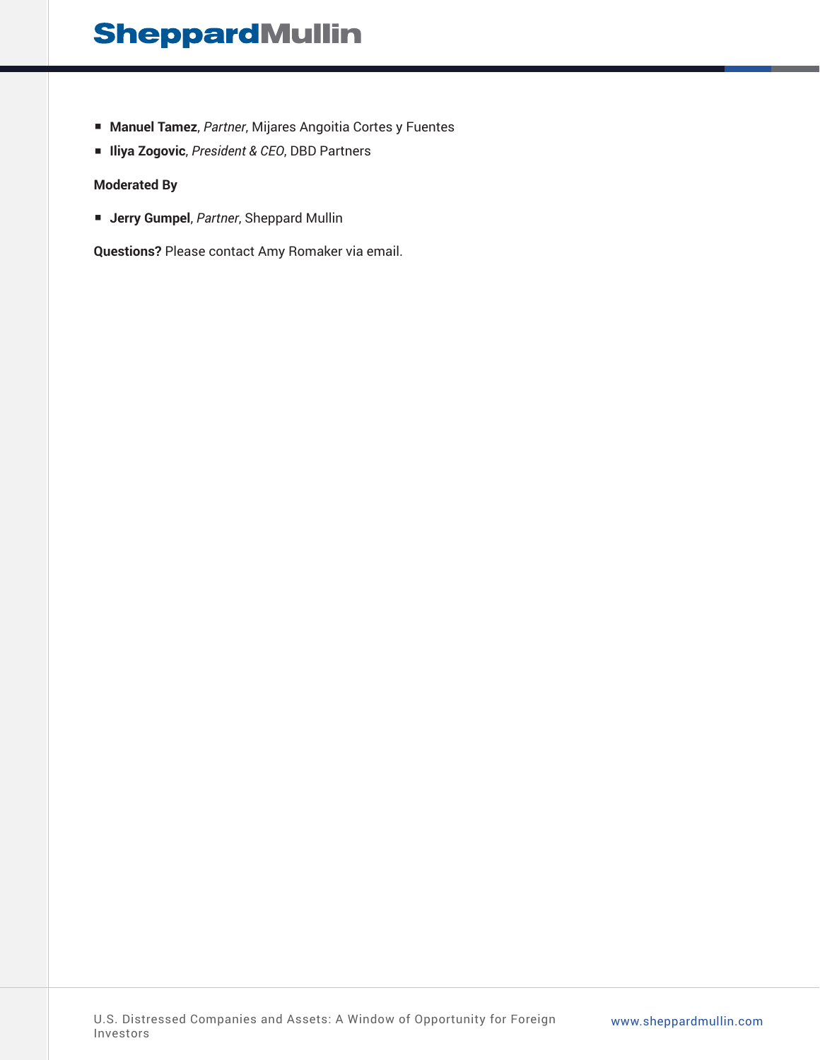- **Manuel Tamez**, *Partner*, Mijares Angoitia Cortes y Fuentes
- **Iliya Zogovic**, *President & CEO*, DBD Partners

**Moderated By**

- **Jerry Gumpel**, *Partner*, Sheppard Mullin

**Questions?** Please contact Amy Romaker via email.